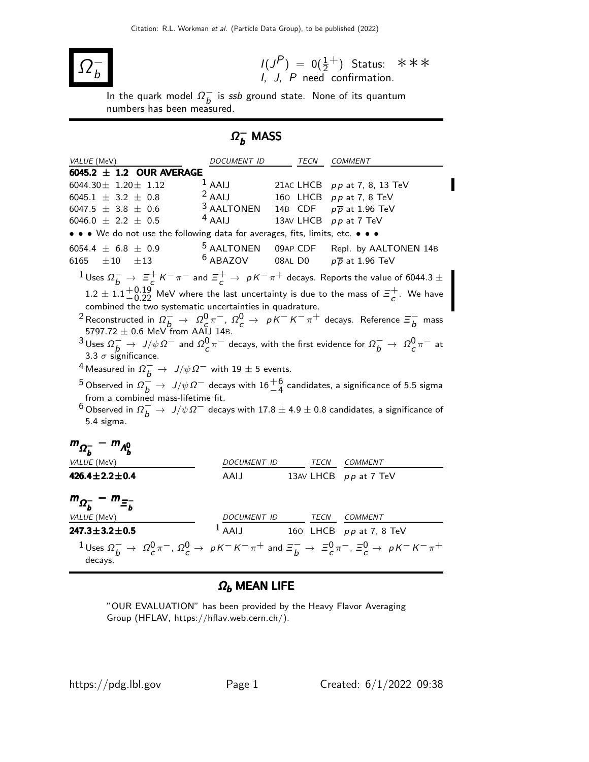# $\Omega_b^-$

$I(J^P) = 0(\frac{1}{2}^+)$ Status: ∗∗∗
I, J, P need confirmation.

In the quark model $\Omega_b^-$ is *ssb* ground state. None of its quantum numbers has been measured.

## $\Omega_b^-$ MASS

| VALUE (MeV) | DOCUMENT ID | | TECN | COMMENT |
|---|---|---|---|---|
| **6045.2 ± 1.2 OUR AVERAGE** | | | | |
| 6044.30 ± 1.20 ± 1.12 | [1] AAIJ | 21AC | LHCB | $pp$ at 7, 8, 13 TeV |
| 6045.1 ± 3.2 ± 0.8 | [2] AAIJ | 16O | LHCB | $pp$ at 7, 8 TeV |
| 6047.5 ± 3.8 ± 0.6 | [3] AALTONEN | 14B | CDF | $p\overline{p}$ at 1.96 TeV |
| 6046.0 ± 2.2 ± 0.5 | [4] AAIJ | 13AV | LHCB | $pp$ at 7 TeV |
| • • • We do not use the following data for averages, fits, limits, etc. • • • | | | | |
| 6054.4 ± 6.8 ± 0.9 | [5] AALTONEN | 09AP | CDF | Repl. by AALTONEN 14B |
| 6165 ± 10 ± 13 | [6] ABAZOV | 08AL | D0 | $p\overline{p}$ at 1.96 TeV |

[1] Uses $\Omega_b^- \to \Xi_c^+ K^- \pi^-$ and $\Xi_c^+ \to p K^- \pi^+$ decays. Reports the value of 6044.3 ± 1.2 ± $1.1^{+0.19}_{-0.22}$ MeV where the last uncertainty is due to the mass of $\Xi_c^+$. We have combined the two systematic uncertainties in quadrature.

[2] Reconstructed in $\Omega_b^- \to \Omega_c^0 \pi^-$, $\Omega_c^0 \to p K^- K^- \pi^+$ decays. Reference $\Xi_b^-$ mass 5797.72 ± 0.6 MeV from AAIJ 14B.

[3] Uses $\Omega_b^- \to J/\psi \Omega^-$ and $\Omega_c^0 \pi^-$ decays, with the first evidence for $\Omega_b^- \to \Omega_c^0 \pi^-$ at 3.3 $\sigma$ significance.

[4] Measured in $\Omega_b^- \to J/\psi \Omega^-$ with 19 ± 5 events.

[5] Observed in $\Omega_b^- \to J/\psi \Omega^-$ decays with $16^{+6}_{-4}$ candidates, a significance of 5.5 sigma from a combined mass-lifetime fit.

[6] Observed in $\Omega_b^- \to J/\psi \Omega^-$ decays with 17.8 ± 4.9 ± 0.8 candidates, a significance of 5.4 sigma.

## $m_{\Omega_b^-} - m_{\Lambda_b^0}$

| VALUE (MeV) | DOCUMENT ID | | TECN | COMMENT |
|---|---|---|---|---|
| **426.4±2.2±0.4** | AAIJ | 13AV | LHCB | $pp$ at 7 TeV |

## $m_{\Omega_b^-} - m_{\Xi_b^-}$

| VALUE (MeV) | DOCUMENT ID | | TECN | COMMENT |
|---|---|---|---|---|
| **247.3±3.2±0.5** | [1] AAIJ | 16O | LHCB | $pp$ at 7, 8 TeV |

[1] Uses $\Omega_b^- \to \Omega_c^0 \pi^-$, $\Omega_c^0 \to p K^- K^- \pi^+$ and $\Xi_b^- \to \Xi_c^0 \pi^-$, $\Xi_c^0 \to p K^- K^- \pi^+$ decays.

## $\Omega_b$ MEAN LIFE

"OUR EVALUATION" has been provided by the Heavy Flavor Averaging Group (HFLAV, https://hflav.web.cern.ch/).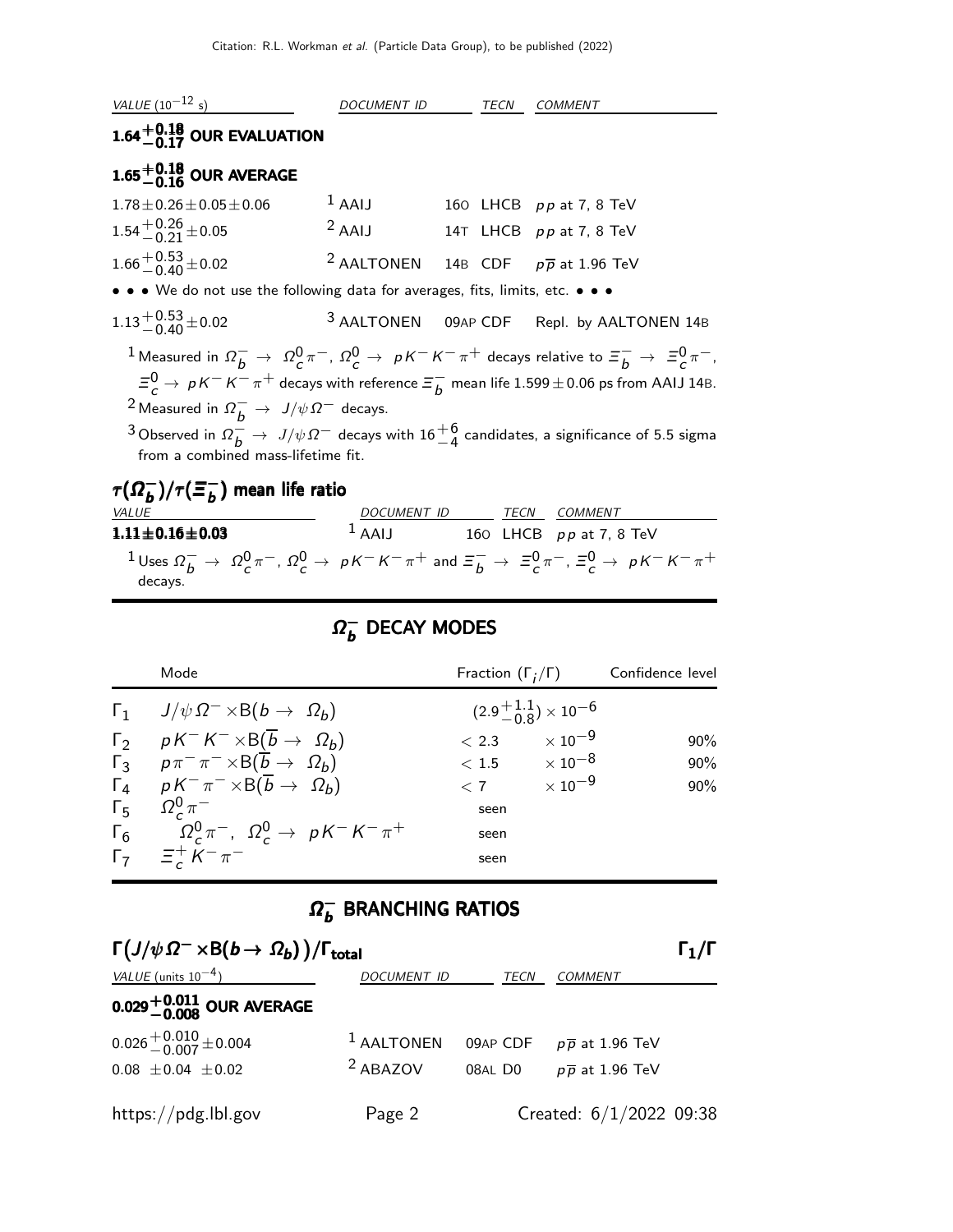| VALUE ($10^{-12}$ s) | DOCUMENT ID | | TECN | COMMENT |
|---|---|---|---|---|
| **$1.64^{+0.18}_{-0.17}$ OUR EVALUATION** | | | | |
| **$1.65^{+0.18}_{-0.16}$ OUR AVERAGE** | | | | |
| $1.78 \pm 0.26 \pm 0.05 \pm 0.06$ | [1] AAIJ | 16O | LHCB | $pp$ at 7, 8 TeV |
| $1.54^{+0.26}_{-0.21} \pm 0.05$ | [2] AAIJ | 14T | LHCB | $pp$ at 7, 8 TeV |
| $1.66^{+0.53}_{-0.40} \pm 0.02$ | [2] AALTONEN | 14B | CDF | $p\overline{p}$ at 1.96 TeV |
| • • • We do not use the following data for averages, fits, limits, etc. • • • | | | | |
| $1.13^{+0.53}_{-0.40} \pm 0.02$ | [3] AALTONEN | 09AP | CDF | Repl. by AALTONEN 14B |

[1] Measured in $\Omega_b^- \rightarrow \Omega_c^0 \pi^-$, $\Omega_c^0 \rightarrow p K^- K^- \pi^+$ decays relative to $\Xi_b^- \rightarrow \Xi_c^0 \pi^-$, $\Xi_c^0 \rightarrow p K^- K^- \pi^+$ decays with reference $\Xi_b^-$ mean life $1.599 \pm 0.06$ ps from AAIJ 14B.

[2] Measured in $\Omega_b^- \rightarrow J/\psi \Omega^-$ decays.

[3] Observed in $\Omega_b^- \rightarrow J/\psi \Omega^-$ decays with $16^{+6}_{-4}$ candidates, a significance of 5.5 sigma from a combined mass-lifetime fit.

### $\tau(\Omega_b^-)/\tau(\Xi_b^-)$ mean life ratio

| VALUE | DOCUMENT ID | | TECN | COMMENT |
|---|---|---|---|---|
| **$1.11 \pm 0.16 \pm 0.03$** | [1] AAIJ | 16O | LHCB | $pp$ at 7, 8 TeV |

[1] Uses $\Omega_b^- \rightarrow \Omega_c^0 \pi^-$, $\Omega_c^0 \rightarrow p K^- K^- \pi^+$ and $\Xi_b^- \rightarrow \Xi_c^0 \pi^-$, $\Xi_c^0 \rightarrow p K^- K^- \pi^+$ decays.

## $\Omega_b^-$ DECAY MODES

| | Mode | Fraction ($\Gamma_i/\Gamma$) | Confidence level |
|---|---|---|---|
| $\Gamma_1$ | $J/\psi \Omega^- \times B(b \rightarrow \Omega_b)$ | $(2.9^{+1.1}_{-0.8}) \times 10^{-6}$ | |
| $\Gamma_2$ | $p K^- K^- \times B(\overline{b} \rightarrow \Omega_b)$ | $< 2.3 \quad \times 10^{-9}$ | 90% |
| $\Gamma_3$ | $p \pi^- \pi^- \times B(\overline{b} \rightarrow \Omega_b)$ | $< 1.5 \quad \times 10^{-8}$ | 90% |
| $\Gamma_4$ | $p K^- \pi^- \times B(\overline{b} \rightarrow \Omega_b)$ | $< 7 \quad \times 10^{-9}$ | 90% |
| $\Gamma_5$ | $\Omega_c^0 \pi^-$ | seen | |
| $\Gamma_6$ | $\Omega_c^0 \pi^-$, $\Omega_c^0 \rightarrow p K^- K^- \pi^+$ | seen | |
| $\Gamma_7$ | $\Xi_c^+ K^- \pi^-$ | seen | |

## $\Omega_b^-$ BRANCHING RATIOS

### $\Gamma(J/\psi \Omega^- \times B(b \rightarrow \Omega_b))/\Gamma_{total}$ — $\Gamma_1/\Gamma$

| VALUE (units $10^{-4}$) | DOCUMENT ID | | TECN | COMMENT |
|---|---|---|---|---|
| **$0.029^{+0.011}_{-0.008}$ OUR AVERAGE** | | | | |
| $0.026^{+0.010}_{-0.007} \pm 0.004$ | [1] AALTONEN | 09AP | CDF | $p\overline{p}$ at 1.96 TeV |
| $0.08 \pm 0.04 \pm 0.02$ | [2] ABAZOV | 08AL | D0 | $p\overline{p}$ at 1.96 TeV |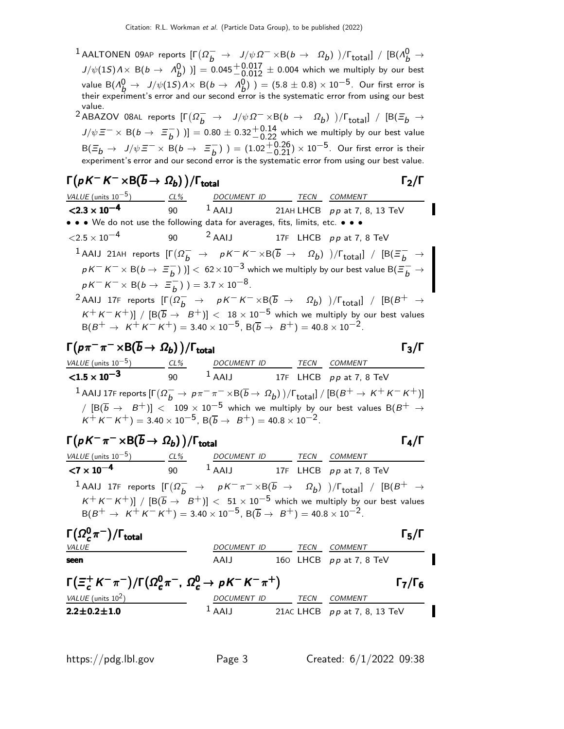[1] AALTONEN 09AP reports $[\Gamma(\Omega_b^- \rightarrow J/\psi\,\Omega^- \times B(b \rightarrow \Omega_b))/\Gamma_{total}]$ / $[B(\Lambda_b^0 \rightarrow J/\psi(1S)\Lambda \times B(b \rightarrow \Lambda_b^0))] = 0.045^{+0.017}_{-0.012} \pm 0.004$ which we multiply by our best value $B(\Lambda_b^0 \rightarrow J/\psi(1S)\Lambda \times B(b \rightarrow \Lambda_b^0)) = (5.8 \pm 0.8) \times 10^{-5}$. Our first error is their experiment's error and our second error is the systematic error from using our best value.

[2] ABAZOV 08AL reports $[\Gamma(\Omega_b^- \rightarrow J/\psi\,\Omega^- \times B(b \rightarrow \Omega_b))/\Gamma_{total}]$ / $[B(\Xi_b \rightarrow J/\psi\,\Xi^- \times B(b \rightarrow \Xi_b^-))] = 0.80 \pm 0.32^{+0.14}_{-0.22}$ which we multiply by our best value $B(\Xi_b \rightarrow J/\psi\,\Xi^- \times B(b \rightarrow \Xi_b^-)) = (1.02^{+0.26}_{-0.21}) \times 10^{-5}$. Our first error is their experiment's error and our second error is the systematic error from using our best value.

## $\Gamma(pK^-K^- \times B(\overline{b} \rightarrow \Omega_b))/\Gamma_{total}$ — $\Gamma_2/\Gamma$

| VALUE (units $10^{-5}$) | CL% | DOCUMENT ID | TECN | COMMENT |
|---|---|---|---|---|
| **$<2.3 \times 10^{-4}$** | 90 | [1] AAIJ 21AH | LHCB | $pp$ at 7, 8, 13 TeV |
| • • • We do not use the following data for averages, fits, limits, etc. • • • | | | | |
| $<2.5 \times 10^{-4}$ | 90 | [2] AAIJ 17F | LHCB | $pp$ at 7, 8 TeV |

[1] AAIJ 21AH reports $[\Gamma(\Omega_b^- \rightarrow pK^-K^- \times B(\overline{b} \rightarrow \Omega_b))/\Gamma_{total}]$ / $[B(\Xi_b^- \rightarrow pK^-K^- \times B(b \rightarrow \Xi_b^-))] < 62 \times 10^{-3}$ which we multiply by our best value $B(\Xi_b^- \rightarrow pK^-K^- \times B(b \rightarrow \Xi_b^-)) = 3.7 \times 10^{-8}$.

[2] AAIJ 17F reports $[\Gamma(\Omega_b^- \rightarrow pK^-K^- \times B(\overline{b} \rightarrow \Omega_b))/\Gamma_{total}]$ / $[B(B^+ \rightarrow K^+K^-K^+)]$ / $[B(\overline{b} \rightarrow B^+)] < 18 \times 10^{-5}$ which we multiply by our best values $B(B^+ \rightarrow K^+K^-K^+) = 3.40 \times 10^{-5}$, $B(\overline{b} \rightarrow B^+) = 40.8 \times 10^{-2}$.

## $\Gamma(p\pi^-\pi^- \times B(\overline{b} \rightarrow \Omega_b))/\Gamma_{total}$ — $\Gamma_3/\Gamma$

| VALUE (units $10^{-5}$) | CL% | DOCUMENT ID | TECN | COMMENT |
|---|---|---|---|---|
| **$<1.5 \times 10^{-3}$** | 90 | [1] AAIJ 17F | LHCB | $pp$ at 7, 8 TeV |

[1] AAIJ 17F reports $[\Gamma(\Omega_b^- \rightarrow p\pi^-\pi^- \times B(\overline{b} \rightarrow \Omega_b))/\Gamma_{total}]$ / $[B(B^+ \rightarrow K^+K^-K^+)]$ / $[B(\overline{b} \rightarrow B^+)] < 109 \times 10^{-5}$ which we multiply by our best values $B(B^+ \rightarrow K^+K^-K^+) = 3.40 \times 10^{-5}$, $B(\overline{b} \rightarrow B^+) = 40.8 \times 10^{-2}$.

## $\Gamma(pK^-\pi^- \times B(\overline{b} \rightarrow \Omega_b))/\Gamma_{total}$ — $\Gamma_4/\Gamma$

| VALUE (units $10^{-5}$) | CL% | DOCUMENT ID | TECN | COMMENT |
|---|---|---|---|---|
| **$<7 \times 10^{-4}$** | 90 | [1] AAIJ 17F | LHCB | $pp$ at 7, 8 TeV |

[1] AAIJ 17F reports $[\Gamma(\Omega_b^- \rightarrow pK^-\pi^- \times B(\overline{b} \rightarrow \Omega_b))/\Gamma_{total}]$ / $[B(B^+ \rightarrow K^+K^-K^+)]$ / $[B(\overline{b} \rightarrow B^+)] < 51 \times 10^{-5}$ which we multiply by our best values $B(B^+ \rightarrow K^+K^-K^+) = 3.40 \times 10^{-5}$, $B(\overline{b} \rightarrow B^+) = 40.8 \times 10^{-2}$.

## $\Gamma(\Omega_c^0\pi^-)/\Gamma_{total}$ — $\Gamma_5/\Gamma$

| VALUE | DOCUMENT ID | TECN | COMMENT |
|---|---|---|---|
| **seen** | AAIJ 16O | LHCB | $pp$ at 7, 8 TeV |

## $\Gamma(\Xi_c^+K^-\pi^-)/\Gamma(\Omega_c^0\pi^-,\ \Omega_c^0 \rightarrow pK^-K^-\pi^+)$ — $\Gamma_7/\Gamma_6$

| VALUE (units $10^2$) | DOCUMENT ID | TECN | COMMENT |
|---|---|---|---|
| **$2.2 \pm 0.2 \pm 1.0$** | [1] AAIJ 21AC | LHCB | $pp$ at 7, 8, 13 TeV |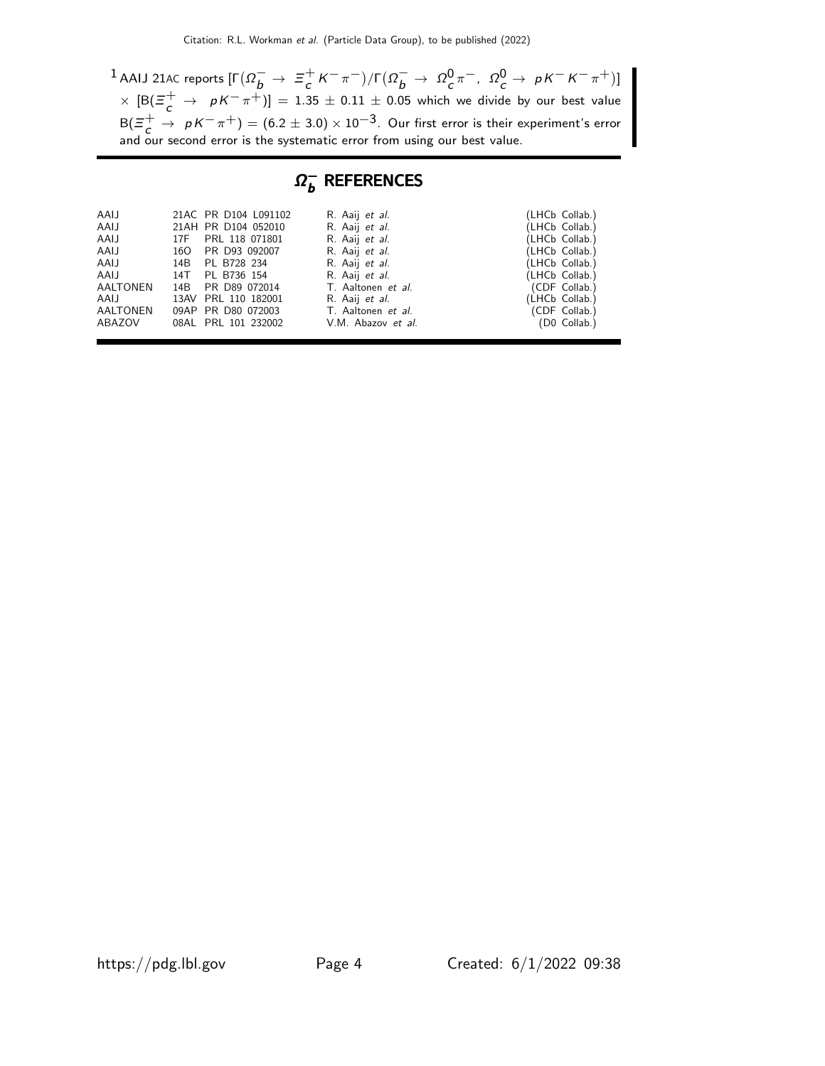[1] AAIJ 21AC reports $[\Gamma(\Omega_b^- \to \Xi_c^+ K^- \pi^-)/\Gamma(\Omega_b^- \to \Omega_c^0 \pi^-,\ \Omega_c^0 \to pK^- K^- \pi^+)] \times [B(\Xi_c^+ \to pK^- \pi^+)] = 1.35 \pm 0.11 \pm 0.05$ which we divide by our best value $B(\Xi_c^+ \to pK^- \pi^+) = (6.2 \pm 3.0) \times 10^{-3}$. Our first error is their experiment's error and our second error is the systematic error from using our best value.

## $\Omega_b^-$ REFERENCES

| | | | | |
|---|---|---|---|---|
| AAIJ | 21AC | PR D104 L091102 | R. Aaij *et al.* | (LHCb Collab.) |
| AAIJ | 21AH | PR D104 052010 | R. Aaij *et al.* | (LHCb Collab.) |
| AAIJ | 17F | PRL 118 071801 | R. Aaij *et al.* | (LHCb Collab.) |
| AAIJ | 16O | PR D93 092007 | R. Aaij *et al.* | (LHCb Collab.) |
| AAIJ | 14B | PL B728 234 | R. Aaij *et al.* | (LHCb Collab.) |
| AAIJ | 14T | PL B736 154 | R. Aaij *et al.* | (LHCb Collab.) |
| AALTONEN | 14B | PR D89 072014 | T. Aaltonen *et al.* | (CDF Collab.) |
| AAIJ | 13AV | PRL 110 182001 | R. Aaij *et al.* | (LHCb Collab.) |
| AALTONEN | 09AP | PR D80 072003 | T. Aaltonen *et al.* | (CDF Collab.) |
| ABAZOV | 08AL | PRL 101 232002 | V.M. Abazov *et al.* | (D0 Collab.) |